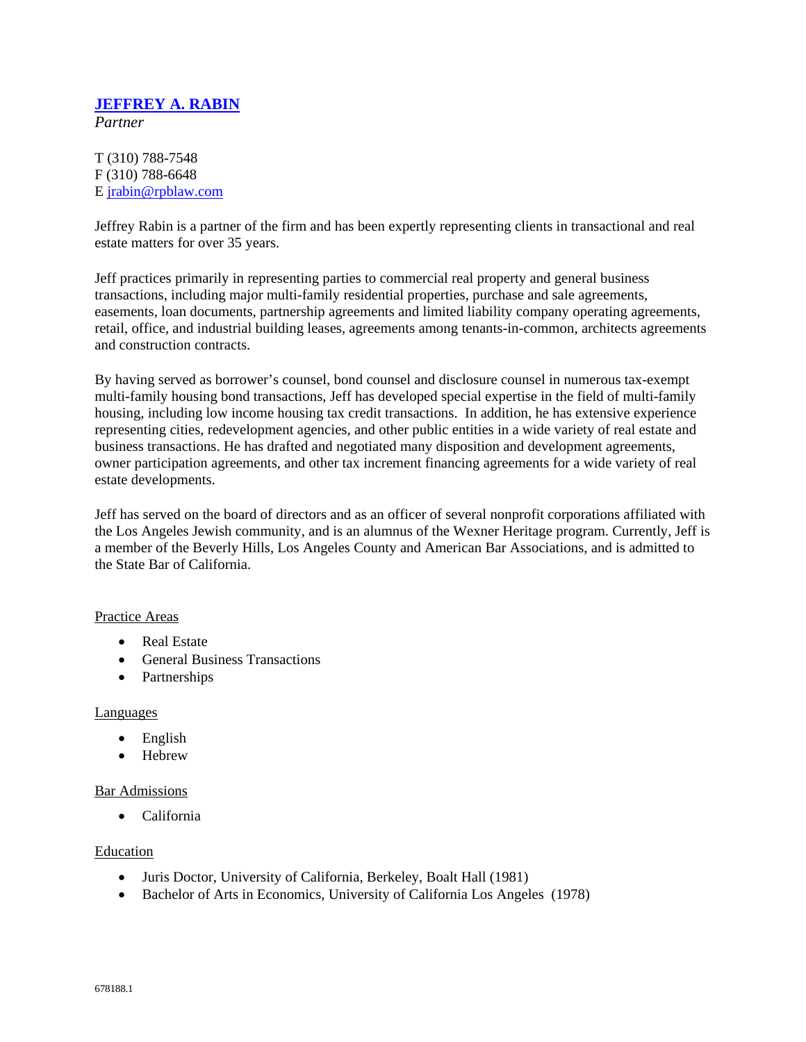# [JEFFREY A. RABIN]()

*Partner*

T (310) 788-7548
F (310) 788-6648
E [jrabin@rpblaw.com](mailto:jrabin@rpblaw.com)

Jeffrey Rabin is a partner of the firm and has been expertly representing clients in transactional and real estate matters for over 35 years.

Jeff practices primarily in representing parties to commercial real property and general business transactions, including major multi-family residential properties, purchase and sale agreements, easements, loan documents, partnership agreements and limited liability company operating agreements, retail, office, and industrial building leases, agreements among tenants-in-common, architects agreements and construction contracts.

By having served as borrower's counsel, bond counsel and disclosure counsel in numerous tax-exempt multi-family housing bond transactions, Jeff has developed special expertise in the field of multi-family housing, including low income housing tax credit transactions. In addition, he has extensive experience representing cities, redevelopment agencies, and other public entities in a wide variety of real estate and business transactions. He has drafted and negotiated many disposition and development agreements, owner participation agreements, and other tax increment financing agreements for a wide variety of real estate developments.

Jeff has served on the board of directors and as an officer of several nonprofit corporations affiliated with the Los Angeles Jewish community, and is an alumnus of the Wexner Heritage program. Currently, Jeff is a member of the Beverly Hills, Los Angeles County and American Bar Associations, and is admitted to the State Bar of California.

## Practice Areas

- Real Estate
- General Business Transactions
- Partnerships

## Languages

- English
- Hebrew

## Bar Admissions

- California

## Education

- Juris Doctor, University of California, Berkeley, Boalt Hall (1981)
- Bachelor of Arts in Economics, University of California Los Angeles (1978)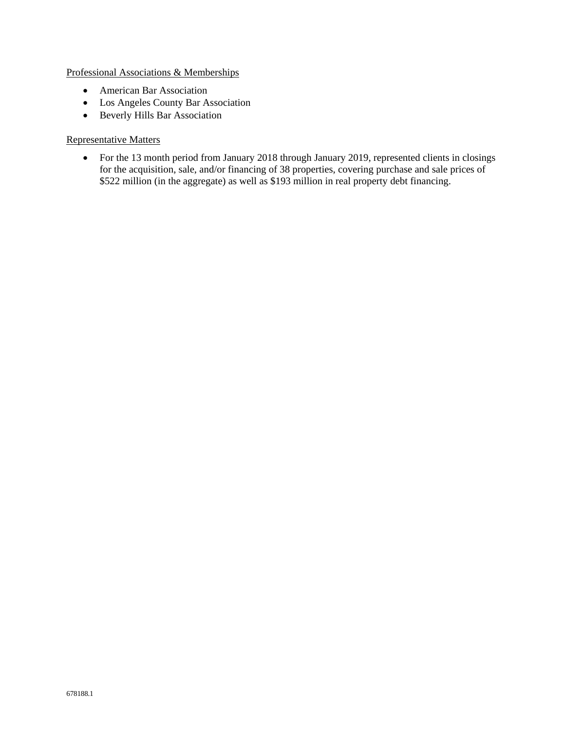Professional Associations & Memberships

- American Bar Association
- Los Angeles County Bar Association
- Beverly Hills Bar Association

Representative Matters

- For the 13 month period from January 2018 through January 2019, represented clients in closings for the acquisition, sale, and/or financing of 38 properties, covering purchase and sale prices of $522 million (in the aggregate) as well as $193 million in real property debt financing.

678188.1